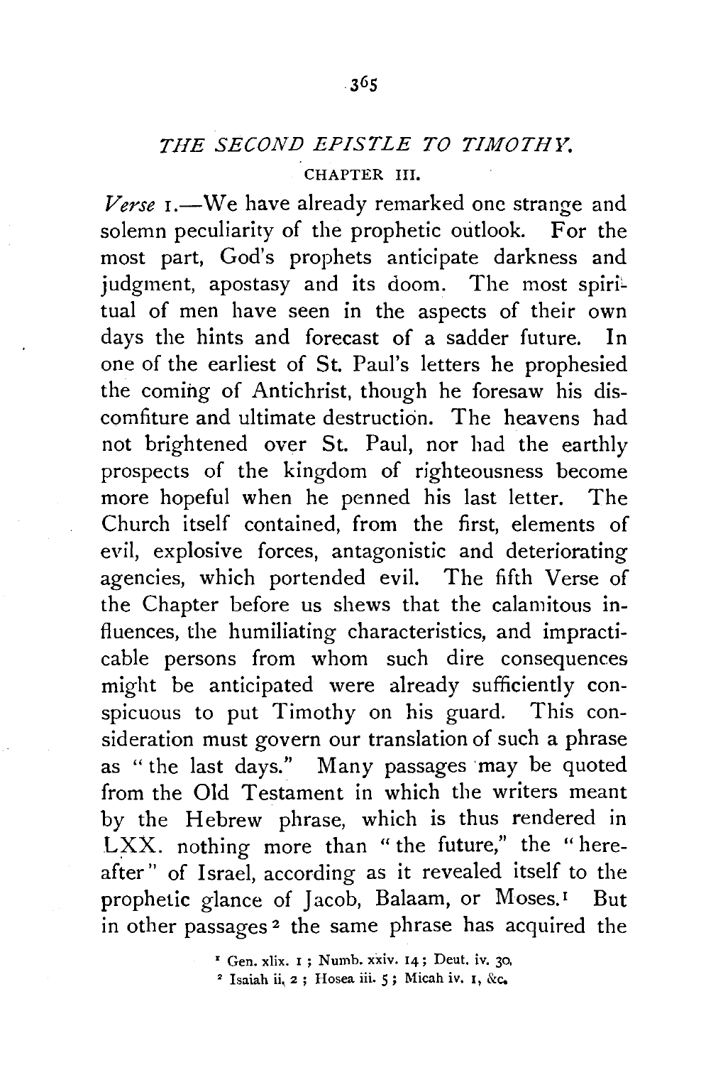# *THE SECOND EPISTLE TO TIMOTHY.*

## CHAPTER III.

*Verse* 1.—We have already remarked one strange and solemn peculiarity of the prophetic outlook. For the most part, God's prophets anticipate darkness and judgment, apostasy and its doom. The most spiritual of men have seen in the aspects of their own days the hints and forecast of a sadder future. In one of the earliest of St. Paul's letters he prophesied the coming of Antichrist, though he foresaw his discomfiture and ultimate destruction. The heavens had not brightened over St. Paul, nor had the earthly prospects of the kingdom of righteousness become more hopeful when he penned his last letter. The Church itself contained, from the first, elements of evil, explosive forces, antagonistic and deteriorating agencies, which portended evil. The fifth Verse of the Chapter before us shews that the calamitous influences, the humiliating characteristics, and impracticable persons from whom such dire consequences might be anticipated were already sufficiently conspicuous to put Timothy on his guard. This consideration must govern our translation of such a phrase as "the last days." Many passages may be quoted from the Old Testament in which the writers meant by the Hebrew phrase, which is thus rendered in LXX. nothing more than "the future," the "hereafter" of Israel, according as it revealed itself to the prophetic glance of Jacob, Balaam, or Moses.[1] But in other passages[2] the same phrase has acquired the

[1] Gen. xlix. 1; Numb. xxiv. 14; Deut. iv. 30.

[2] Isaiah ii. 2; Hosea iii. 5; Micah iv. 1, &c.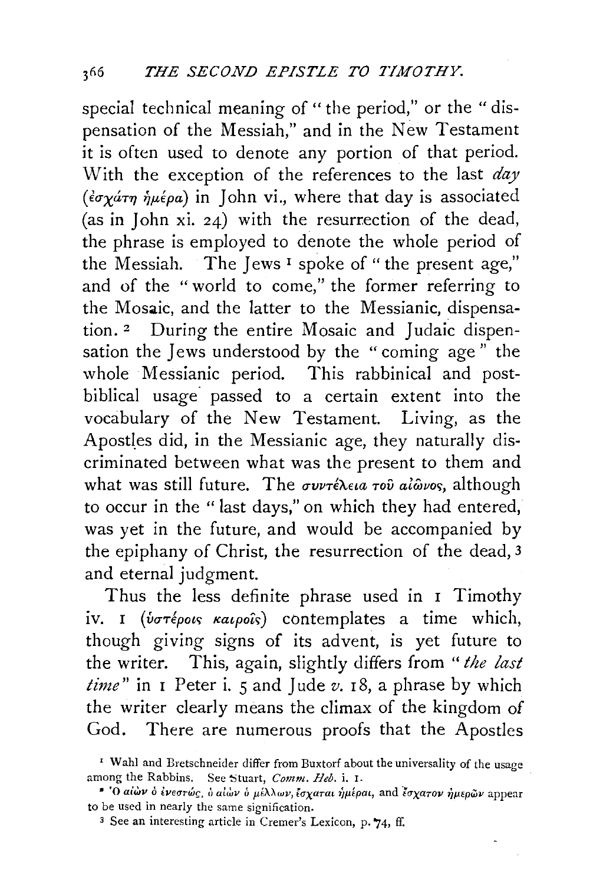special technical meaning of "the period," or the "dispensation of the Messiah," and in the New Testament it is often used to denote any portion of that period. With the exception of the references to the last *day* (ἐσχάτη ἡμέρα) in John vi., where that day is associated (as in John xi. 24) with the resurrection of the dead, the phrase is employed to denote the whole period of the Messiah. The Jews [1] spoke of "the present age," and of the "world to come," the former referring to the Mosaic, and the latter to the Messianic, dispensation. [2] During the entire Mosaic and Judaic dispensation the Jews understood by the "coming age" the whole Messianic period. This rabbinical and post-biblical usage passed to a certain extent into the vocabulary of the New Testament. Living, as the Apostles did, in the Messianic age, they naturally discriminated between what was the present to them and what was still future. The συντέλεια τοῦ αἰῶνος, although to occur in the "last days," on which they had entered, was yet in the future, and would be accompanied by the epiphany of Christ, the resurrection of the dead, [3] and eternal judgment.

Thus the less definite phrase used in 1 Timothy iv. 1 (ὑστέροις καιροῖς) contemplates a time which, though giving signs of its advent, is yet future to the writer. This, again, slightly differs from "*the last time*" in 1 Peter i. 5 and Jude *v.* 18, a phrase by which the writer clearly means the climax of the kingdom of God. There are numerous proofs that the Apostles

[1] Wahl and Bretschneider differ from Buxtorf about the universality of the usage among the Rabbins. See Stuart, *Comm. Heb.* i. 1.

[2] Ὁ αἰὼν ὁ ἐνεστώς, ὁ αἰὼν ὁ μέλλων, ἔσχαται ἡμέραι, and ἔσχατον ἡμερῶν appear to be used in nearly the same signification.

[3] See an interesting article in Cremer's Lexicon, p. 74, ff.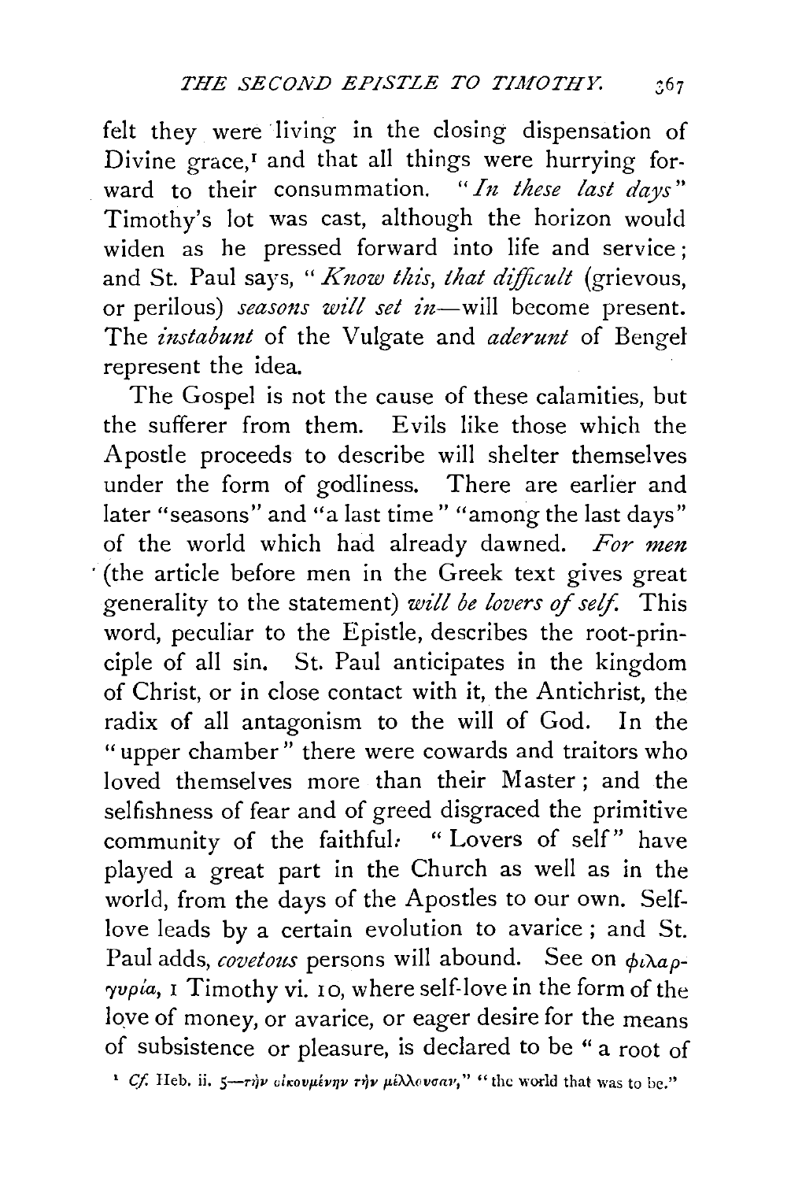felt they were living in the closing dispensation of Divine grace,[1] and that all things were hurrying forward to their consummation. "*In these last days*" Timothy's lot was cast, although the horizon would widen as he pressed forward into life and service; and St. Paul says, "*Know this, that difficult* (grievous, or perilous) *seasons will set in*—will become present. The *instabunt* of the Vulgate and *aderunt* of Bengel represent the idea.

The Gospel is not the cause of these calamities, but the sufferer from them. Evils like those which the Apostle proceeds to describe will shelter themselves under the form of godliness. There are earlier and later "seasons" and "a last time" "among the last days" of the world which had already dawned. *For men* (the article before men in the Greek text gives great generality to the statement) *will be lovers of self.* This word, peculiar to the Epistle, describes the root-principle of all sin. St. Paul anticipates in the kingdom of Christ, or in close contact with it, the Antichrist, the radix of all antagonism to the will of God. In the "upper chamber" there were cowards and traitors who loved themselves more than their Master; and the selfishness of fear and of greed disgraced the primitive community of the faithful. "Lovers of self" have played a great part in the Church as well as in the world, from the days of the Apostles to our own. Self-love leads by a certain evolution to avarice; and St. Paul adds, *covetous* persons will abound. See on φιλαργυρία, 1 Timothy vi. 10, where self-love in the form of the love of money, or avarice, or eager desire for the means of subsistence or pleasure, is declared to be "a root of

[1] *Cf.* Heb. ii. 5—τὴν οἰκουμένην τὴν μέλλουσαν," "the world that was to be."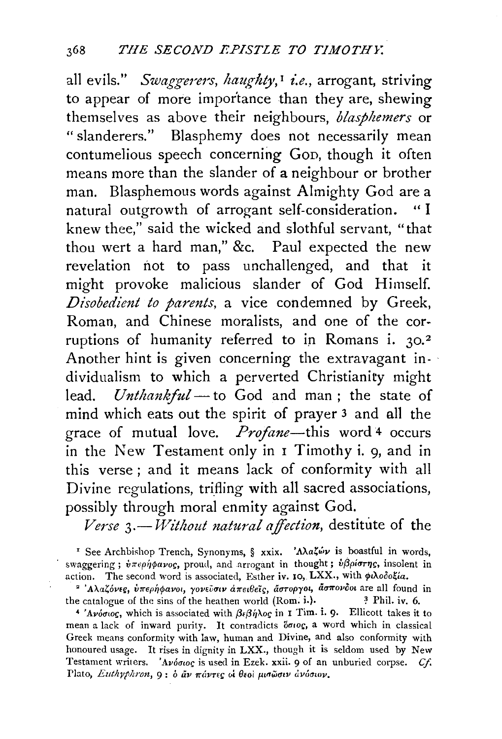all evils." *Swaggerers*, *haughty*,[1] *i.e.*, arrogant, striving to appear of more importance than they are, shewing themselves as above their neighbours, *blasphemers* or "slanderers." Blasphemy does not necessarily mean contumelious speech concerning GOD, though it often means more than the slander of a neighbour or brother man. Blasphemous words against Almighty God are a natural outgrowth of arrogant self-consideration. "I knew thee," said the wicked and slothful servant, "that thou wert a hard man," &c. Paul expected the new revelation not to pass unchallenged, and that it might provoke malicious slander of God Himself. *Disobedient to parents*, a vice condemned by Greek, Roman, and Chinese moralists, and one of the corruptions of humanity referred to in Romans i. 30.[2] Another hint is given concerning the extravagant individualism to which a perverted Christianity might lead. *Unthankful*—to God and man; the state of mind which eats out the spirit of prayer[3] and all the grace of mutual love. *Profane*—this word[4] occurs in the New Testament only in 1 Timothy i. 9, and in this verse; and it means lack of conformity with all Divine regulations, trifling with all sacred associations, possibly through moral enmity against God.

*Verse* 3.—*Without natural affection*, destitute of the

[1] See Archbishop Trench, Synonyms, § xxix. Ἀλαζών is boastful in words, swaggering; ὑπερήφανος, proud, and arrogant in thought; ὑβρίστης, insolent in action. The second word is associated, Esther iv. 10, LXX., with φιλοδοξία.

[2] Ἀλαζόνες, ὑπερήφανοι, γονεῦσιν ἀπειθεῖς, ἄστοργοι, ἄσπονδοι are all found in the catalogue of the sins of the heathen world (Rom. i.).

[3] Phil. iv. 6.

[4] Ἀνόσιος, which is associated with βέβηλος in 1 Tim. i. 9. Ellicott takes it to mean a lack of inward purity. It contradicts ὅσιος, a word which in classical Greek means conformity with law, human and Divine, and also conformity with honoured usage. It rises in dignity in LXX., though it is seldom used by New Testament writers. Ἀνόσιος is used in Ezek. xxii. 9 of an unburied corpse. *Cf.* Plato, *Euthyphron*, 9: ὃ ἂν πάντες οἱ θεοὶ μισῶσιν ἀνόσιον.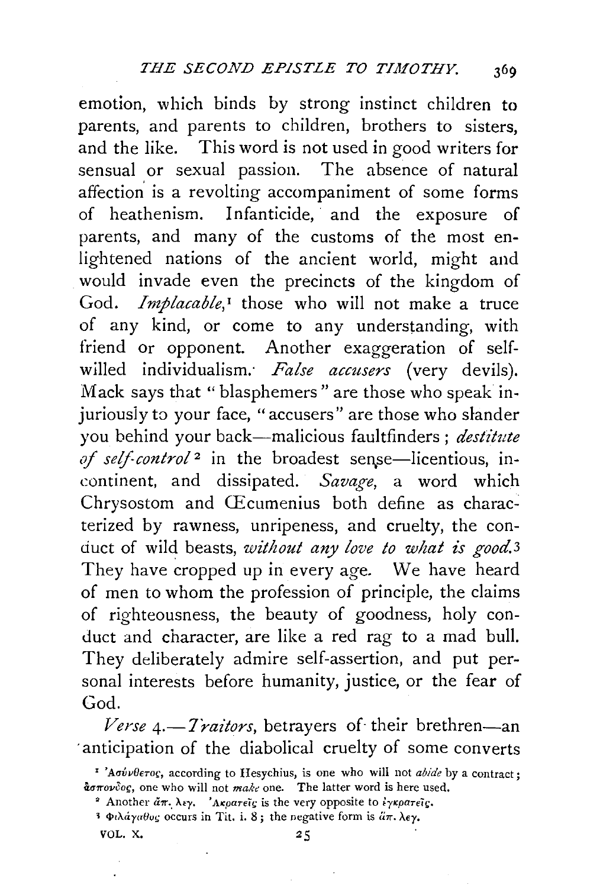emotion, which binds by strong instinct children to parents, and parents to children, brothers to sisters, and the like. This word is not used in good writers for sensual or sexual passion. The absence of natural affection is a revolting accompaniment of some forms of heathenism. Infanticide, and the exposure of parents, and many of the customs of the most enlightened nations of the ancient world, might and would invade even the precincts of the kingdom of God. *Implacable*,[1] those who will not make a truce of any kind, or come to any understanding, with friend or opponent. Another exaggeration of self-willed individualism. *False accusers* (very devils). Mack says that "blasphemers" are those who speak injuriously to your face, "accusers" are those who slander you behind your back—malicious faultfinders; *destitute of self-control*[2] in the broadest sense—licentious, incontinent, and dissipated. *Savage*, a word which Chrysostom and Œcumenius both define as characterized by rawness, unripeness, and cruelty, the conduct of wild beasts, *without any love to what is good*.[3] They have cropped up in every age. We have heard of men to whom the profession of principle, the claims of righteousness, the beauty of goodness, holy conduct and character, are like a red rag to a mad bull. They deliberately admire self-assertion, and put personal interests before humanity, justice, or the fear of God.

*Verse* 4.—*Traitors*, betrayers of their brethren—an anticipation of the diabolical cruelty of some converts

[1] Ἀσύνθετος, according to Hesychius, is one who will not *abide* by a contract; ἄσπονδος, one who will not *make* one. The latter word is here used.

[2] Another ἀπ. λεγ. Ἀκρατεῖς is the very opposite to ἐγκρατεῖς.

[3] Φιλάγαθος occurs in Tit. i. 8; the negative form is ἀπ. λεγ.

VOL. X.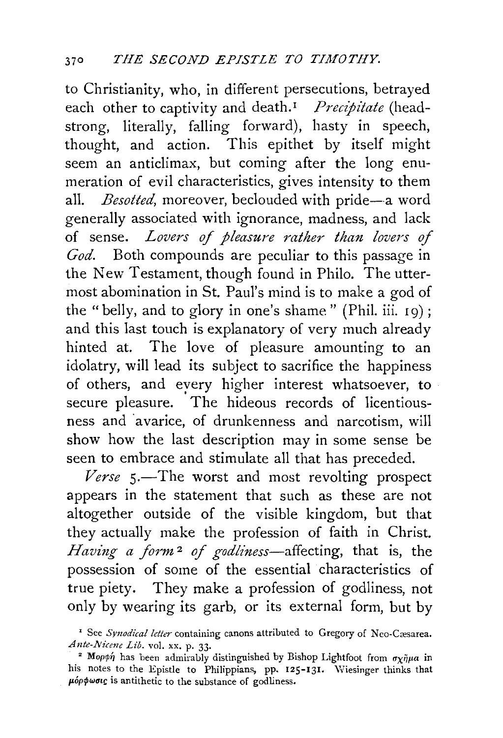to Christianity, who, in different persecutions, betrayed each other to captivity and death.[1] *Precipitate* (headstrong, literally, falling forward), hasty in speech, thought, and action. This epithet by itself might seem an anticlimax, but coming after the long enumeration of evil characteristics, gives intensity to them all. *Besotted*, moreover, beclouded with pride—a word generally associated with ignorance, madness, and lack of sense. *Lovers of pleasure rather than lovers of God.* Both compounds are peculiar to this passage in the New Testament, though found in Philo. The uttermost abomination in St. Paul's mind is to make a god of the "belly, and to glory in one's shame" (Phil. iii. 19); and this last touch is explanatory of very much already hinted at. The love of pleasure amounting to an idolatry, will lead its subject to sacrifice the happiness of others, and every higher interest whatsoever, to secure pleasure. The hideous records of licentiousness and avarice, of drunkenness and narcotism, will show how the last description may in some sense be seen to embrace and stimulate all that has preceded.

*Verse* 5.—The worst and most revolting prospect appears in the statement that such as these are not altogether outside of the visible kingdom, but that they actually make the profession of faith in Christ. *Having a form*[2] *of godliness*—affecting, that is, the possession of some of the essential characteristics of true piety. They make a profession of godliness, not only by wearing its garb, or its external form, but by

[1] See *Synodical letter* containing canons attributed to Gregory of Neo-Cæsarea. *Ante-Nicene Lib.* vol. xx. p. 33.

[2] Μορφή has been admirably distinguished by Bishop Lightfoot from σχῆμα in his notes to the Epistle to Philippians, pp. 125-131. Wiesinger thinks that μόρφωσις is antithetic to the substance of godliness.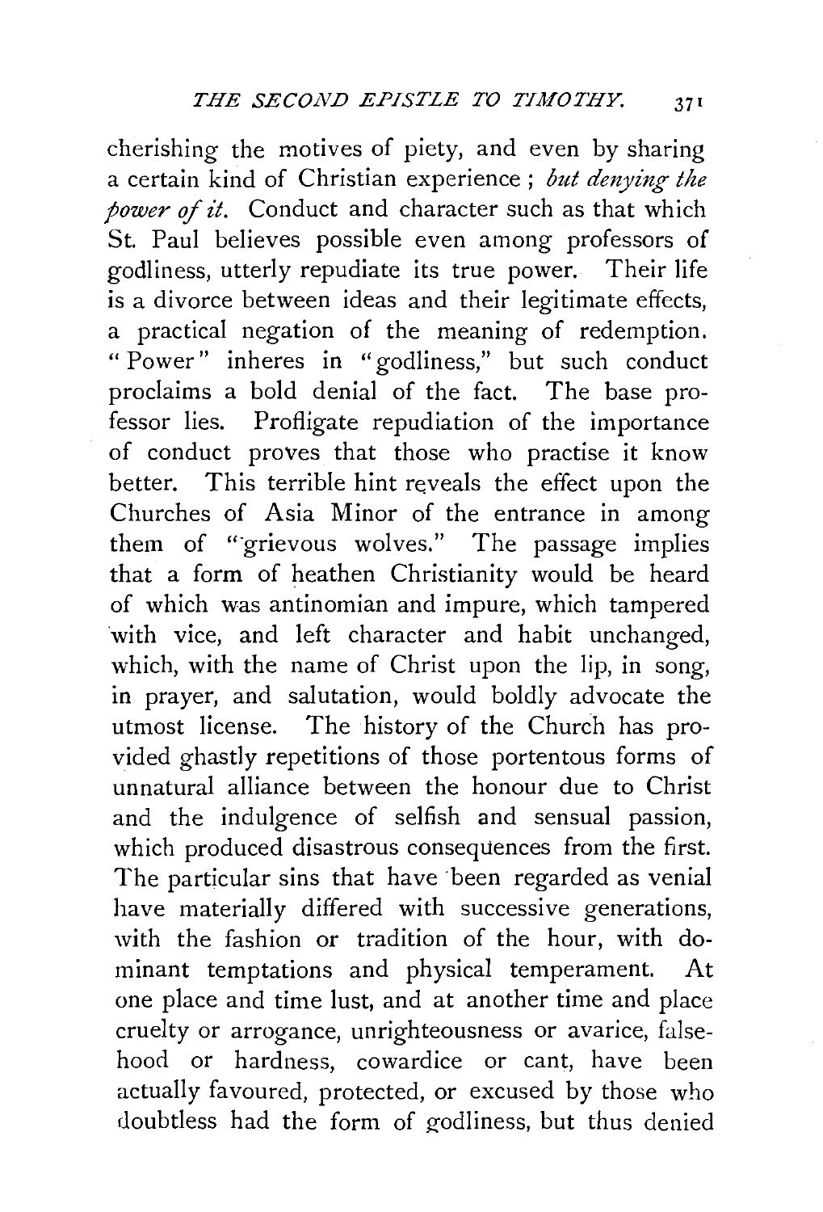cherishing the motives of piety, and even by sharing a certain kind of Christian experience; *but denying the power of it.* Conduct and character such as that which St. Paul believes possible even among professors of godliness, utterly repudiate its true power. Their life is a divorce between ideas and their legitimate effects, a practical negation of the meaning of redemption. "Power" inheres in "godliness," but such conduct proclaims a bold denial of the fact. The base professor lies. Profligate repudiation of the importance of conduct proves that those who practise it know better. This terrible hint reveals the effect upon the Churches of Asia Minor of the entrance in among them of "grievous wolves." The passage implies that a form of heathen Christianity would be heard of which was antinomian and impure, which tampered with vice, and left character and habit unchanged, which, with the name of Christ upon the lip, in song, in prayer, and salutation, would boldly advocate the utmost license. The history of the Church has provided ghastly repetitions of those portentous forms of unnatural alliance between the honour due to Christ and the indulgence of selfish and sensual passion, which produced disastrous consequences from the first. The particular sins that have been regarded as venial have materially differed with successive generations, with the fashion or tradition of the hour, with dominant temptations and physical temperament. At one place and time lust, and at another time and place cruelty or arrogance, unrighteousness or avarice, falsehood or hardness, cowardice or cant, have been actually favoured, protected, or excused by those who doubtless had the form of godliness, but thus denied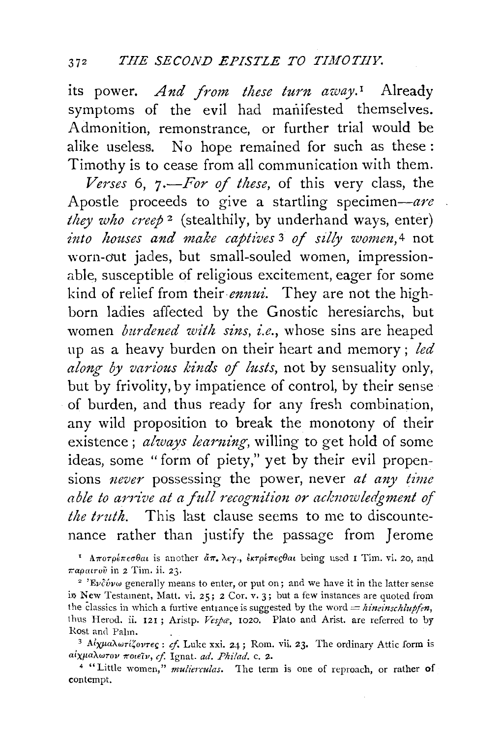its power. *And from these turn away.*[1] Already symptoms of the evil had manifested themselves. Admonition, remonstrance, or further trial would be alike useless. No hope remained for such as these: Timothy is to cease from all communication with them.

*Verses* 6, 7.—*For of these,* of this very class, the Apostle proceeds to give a startling specimen—*are they who creep*[2] (stealthily, by underhand ways, enter) *into houses and make captives*[3] *of silly women,*[4] not worn-out jades, but small-souled women, impressionable, susceptible of religious excitement, eager for some kind of relief from their *ennui.* They are not the high-born ladies affected by the Gnostic heresiarchs, but women *burdened with sins, i.e.,* whose sins are heaped up as a heavy burden on their heart and memory; *led along by various kinds of lusts,* not by sensuality only, but by frivolity, by impatience of control, by their sense of burden, and thus ready for any fresh combination, any wild proposition to break the monotony of their existence; *always learning,* willing to get hold of some ideas, some "form of piety," yet by their evil propensions *never* possessing the power, never *at any time able to arrive at a full recognition or acknowledgment of the truth.* This last clause seems to me to discountenance rather than justify the passage from Jerome

[1] Ἀποτρέπεσθαι is another ἅπ. λεγ., ἐκτρέπεσθαι being used 1 Tim. vi. 20, and παραιτοῦ in 2 Tim. ii. 23.

[2] Ἐνδύνω generally means to enter, or put on; and we have it in the latter sense in New Testament, Matt. vi. 25; 2 Cor. v. 3; but a few instances are quoted from the classics in which a furtive entrance is suggested by the word = *hineinschlupfen,* thus Herod. ii. 121; Aristp. *Vespæ,* 1020. Plato and Arist. are referred to by Rost and Palm.

[3] Αἰχμαλωτίζοντες: *cf.* Luke xxi. 24; Rom. vii. 23. The ordinary Attic form is αἰχμάλωτον ποιεῖν, *cf.* Ignat. *ad. Philad.* c. 2.

[4] "Little women," *mulierculas.* The term is one of reproach, or rather of contempt.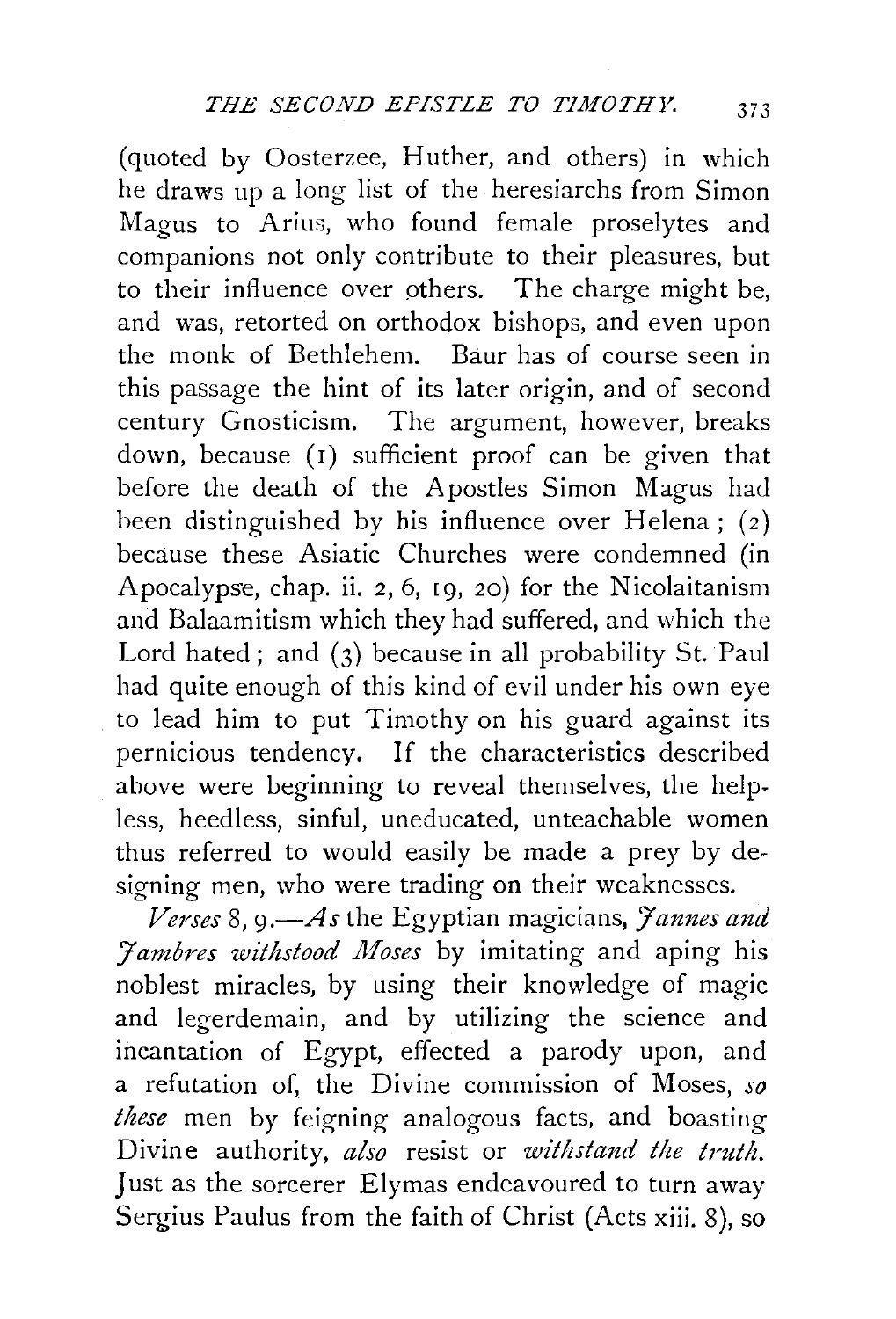(quoted by Oosterzee, Huther, and others) in which he draws up a long list of the heresiarchs from Simon Magus to Arius, who found female proselytes and companions not only contribute to their pleasures, but to their influence over others. The charge might be, and was, retorted on orthodox bishops, and even upon the monk of Bethlehem. Baur has of course seen in this passage the hint of its later origin, and of second century Gnosticism. The argument, however, breaks down, because (1) sufficient proof can be given that before the death of the Apostles Simon Magus had been distinguished by his influence over Helena; (2) because these Asiatic Churches were condemned (in Apocalypse, chap. ii. 2, 6, 19, 20) for the Nicolaitanism and Balaamitism which they had suffered, and which the Lord hated; and (3) because in all probability St. Paul had quite enough of this kind of evil under his own eye to lead him to put Timothy on his guard against its pernicious tendency. If the characteristics described above were beginning to reveal themselves, the helpless, heedless, sinful, uneducated, unteachable women thus referred to would easily be made a prey by designing men, who were trading on their weaknesses.

*Verses* 8, 9.—*As* the Egyptian magicians, *Jannes and Jambres withstood Moses* by imitating and aping his noblest miracles, by using their knowledge of magic and legerdemain, and by utilizing the science and incantation of Egypt, effected a parody upon, and a refutation of, the Divine commission of Moses, *so these* men by feigning analogous facts, and boasting Divine authority, *also* resist or *withstand the truth.* Just as the sorcerer Elymas endeavoured to turn away Sergius Paulus from the faith of Christ (Acts xiii. 8), so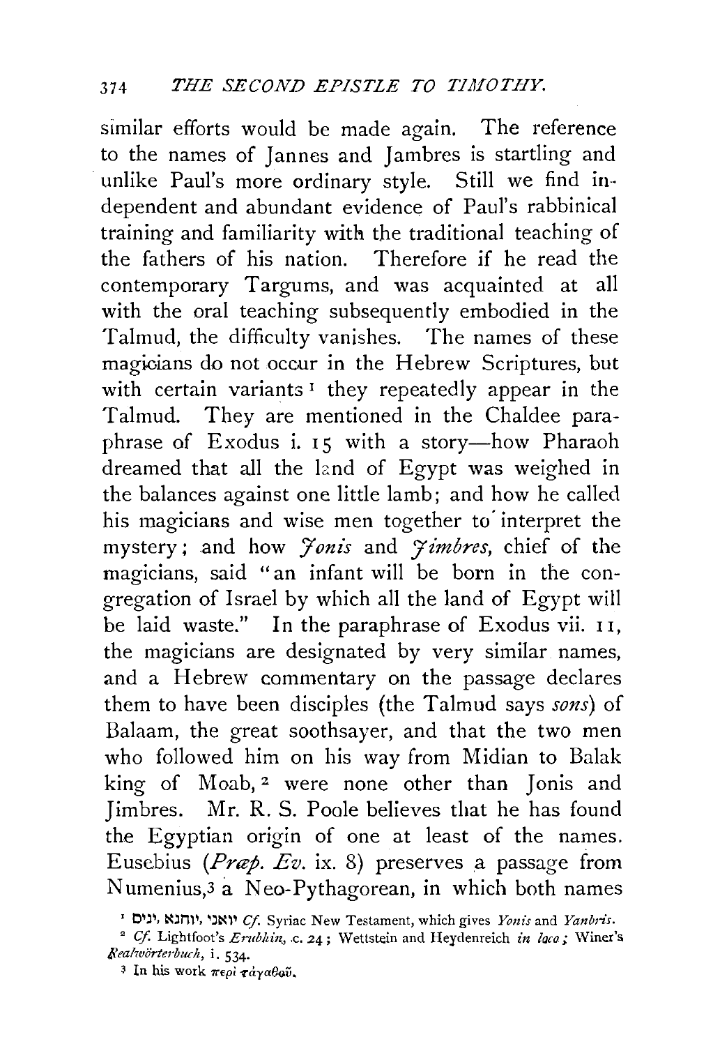similar efforts would be made again. The reference to the names of Jannes and Jambres is startling and unlike Paul's more ordinary style. Still we find independent and abundant evidence of Paul's rabbinical training and familiarity with the traditional teaching of the fathers of his nation. Therefore if he read the contemporary Targums, and was acquainted at all with the oral teaching subsequently embodied in the Talmud, the difficulty vanishes. The names of these magicians do not occur in the Hebrew Scriptures, but with certain variants[1] they repeatedly appear in the Talmud. They are mentioned in the Chaldee paraphrase of Exodus i. 15 with a story—how Pharaoh dreamed that all the land of Egypt was weighed in the balances against one little lamb; and how he called his magicians and wise men together to interpret the mystery; and how *Jonis* and *Jimbres*, chief of the magicians, said "an infant will be born in the congregation of Israel by which all the land of Egypt will be laid waste." In the paraphrase of Exodus vii. 11, the magicians are designated by very similar names, and a Hebrew commentary on the passage declares them to have been disciples (the Talmud says *sons*) of Balaam, the great soothsayer, and that the two men who followed him on his way from Midian to Balak king of Moab,[2] were none other than Jonis and Jimbres. Mr. R. S. Poole believes that he has found the Egyptian origin of one at least of the names. Eusebius (*Præp. Ev.* ix. 8) preserves a passage from Numenius,[3] a Neo-Pythagorean, in which both names

[1] יואני, יוחנא, ינים *Cf.* Syriac New Testament, which gives *Yonis* and *Yanbris*.

[2] *Cf.* Lightfoot's *Erubhin*, c. 24; Wettstein and Heydenreich *in loco*; Winer's *Realwörterbuch*, i. 534.

[3] In his work περὶ τἀγαθοῦ.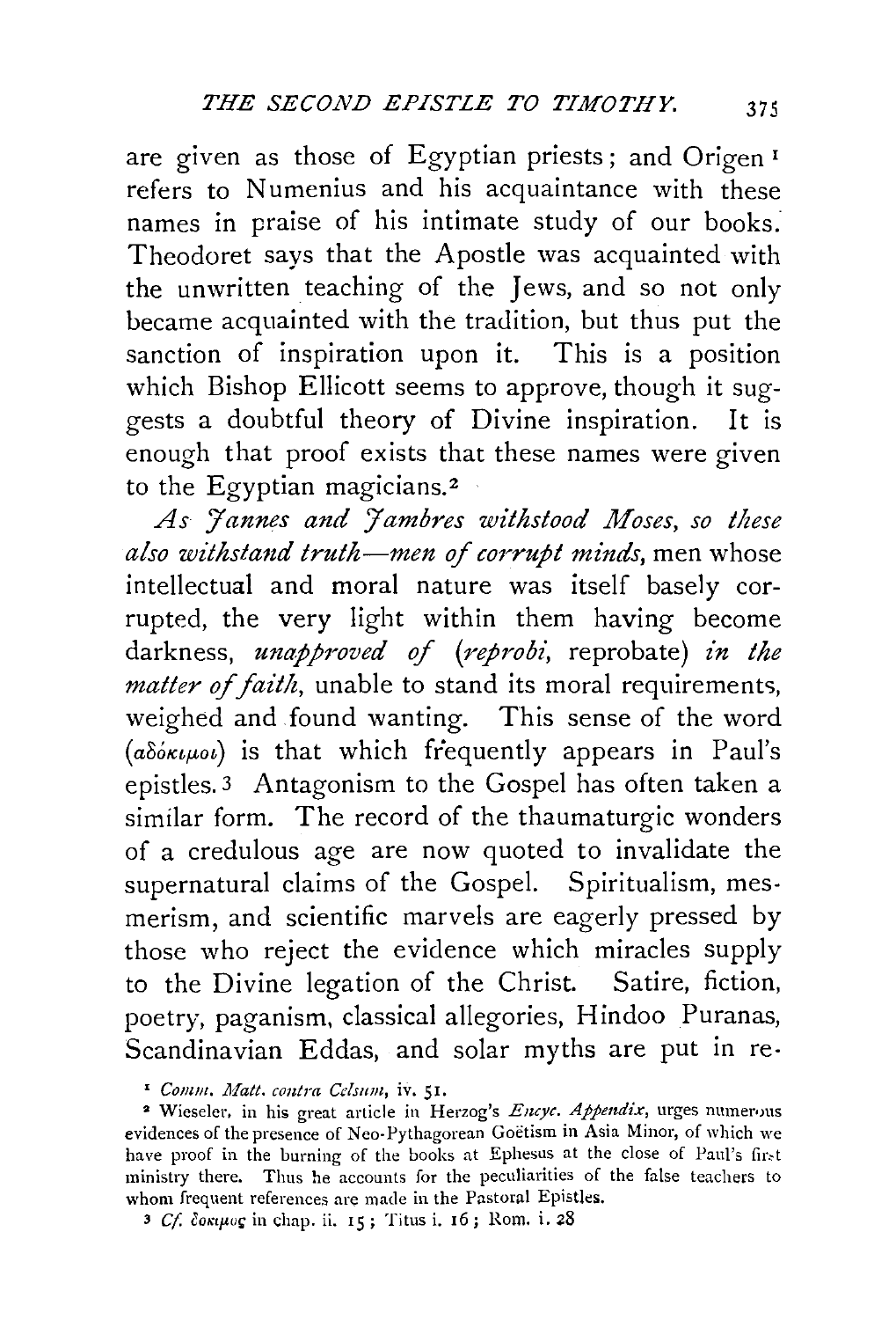are given as those of Egyptian priests; and Origen[1] refers to Numenius and his acquaintance with these names in praise of his intimate study of our books. Theodoret says that the Apostle was acquainted with the unwritten teaching of the Jews, and so not only became acquainted with the tradition, but thus put the sanction of inspiration upon it. This is a position which Bishop Ellicott seems to approve, though it suggests a doubtful theory of Divine inspiration. It is enough that proof exists that these names were given to the Egyptian magicians.[2]

*As Jannes and Jambres withstood Moses, so these also withstand truth—men of corrupt minds*, men whose intellectual and moral nature was itself basely corrupted, the very light within them having become darkness, *unapproved of* (*reprobi*, reprobate) *in the matter of faith*, unable to stand its moral requirements, weighed and found wanting. This sense of the word (ἀδόκιμοι) is that which frequently appears in Paul's epistles.[3] Antagonism to the Gospel has often taken a similar form. The record of the thaumaturgic wonders of a credulous age are now quoted to invalidate the supernatural claims of the Gospel. Spiritualism, mesmerism, and scientific marvels are eagerly pressed by those who reject the evidence which miracles supply to the Divine legation of the Christ. Satire, fiction, poetry, paganism, classical allegories, Hindoo Puranas, Scandinavian Eddas, and solar myths are put in re-

[1] *Comm. Matt. contra Celsum*, iv. 51.

[2] Wieseler, in his great article in Herzog's *Encyc. Appendix*, urges numerous evidences of the presence of Neo-Pythagorean Goëtism in Asia Minor, of which we have proof in the burning of the books at Ephesus at the close of Paul's first ministry there. Thus he accounts for the peculiarities of the false teachers to whom frequent references are made in the Pastoral Epistles.

[3] *Cf.* δόκιμος in chap. ii. 15; Titus i. 16; Rom. i. 28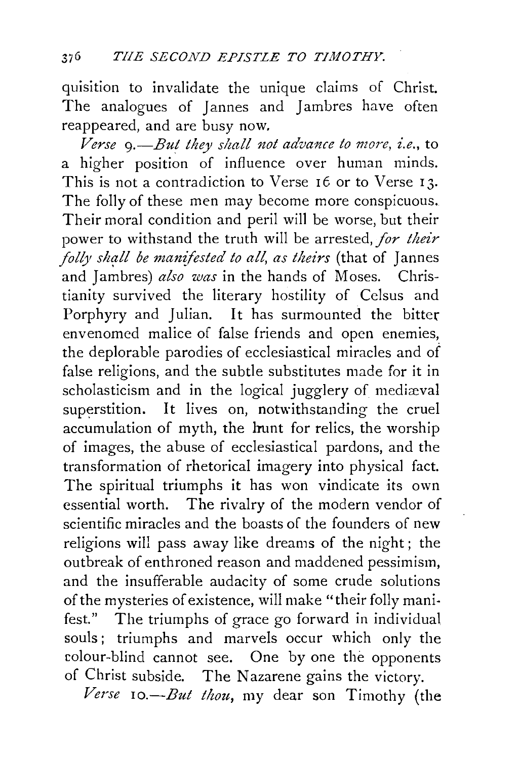quisition to invalidate the unique claims of Christ. The analogues of Jannes and Jambres have often reappeared, and are busy now.

*Verse* 9.—*But they shall not advance to more, i.e.*, to a higher position of influence over human minds. This is not a contradiction to Verse 16 or to Verse 13. The folly of these men may become more conspicuous. Their moral condition and peril will be worse, but their power to withstand the truth will be arrested, *for their folly shall be manifested to all, as theirs* (that of Jannes and Jambres) *also was* in the hands of Moses. Christianity survived the literary hostility of Celsus and Porphyry and Julian. It has surmounted the bitter envenomed malice of false friends and open enemies, the deplorable parodies of ecclesiastical miracles and of false religions, and the subtle substitutes made for it in scholasticism and in the logical jugglery of mediæval superstition. It lives on, notwithstanding the cruel accumulation of myth, the hunt for relics, the worship of images, the abuse of ecclesiastical pardons, and the transformation of rhetorical imagery into physical fact. The spiritual triumphs it has won vindicate its own essential worth. The rivalry of the modern vendor of scientific miracles and the boasts of the founders of new religions will pass away like dreams of the night; the outbreak of enthroned reason and maddened pessimism, and the insufferable audacity of some crude solutions of the mysteries of existence, will make "their folly manifest." The triumphs of grace go forward in individual souls; triumphs and marvels occur which only the colour-blind cannot see. One by one the opponents of Christ subside. The Nazarene gains the victory.

*Verse* 10.—*But thou*, my dear son Timothy (the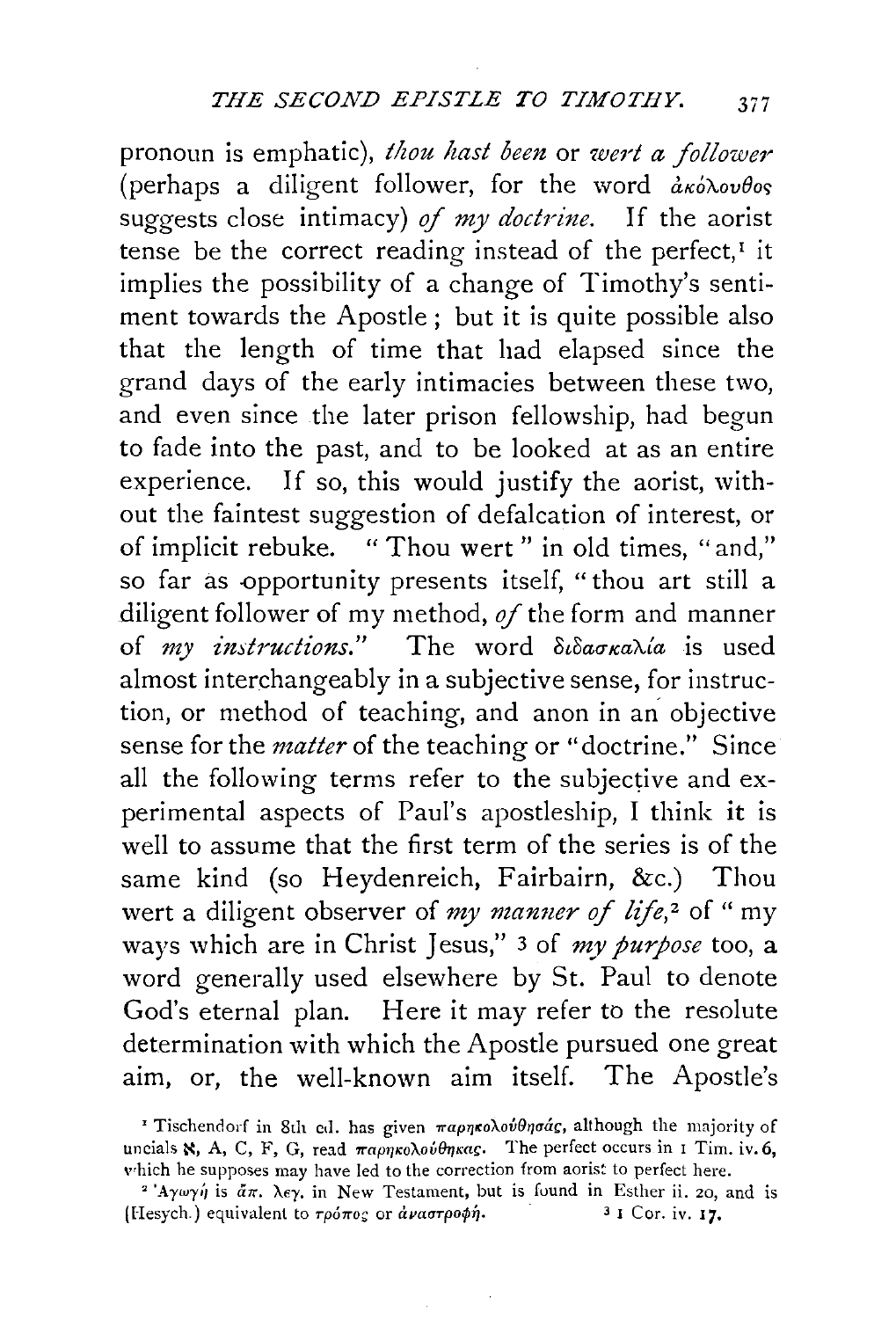pronoun is emphatic), *thou hast been* or *wert a follower* (perhaps a diligent follower, for the word ἀκόλουθος suggests close intimacy) *of my doctrine*. If the aorist tense be the correct reading instead of the perfect,[1] it implies the possibility of a change of Timothy's sentiment towards the Apostle; but it is quite possible also that the length of time that had elapsed since the grand days of the early intimacies between these two, and even since the later prison fellowship, had begun to fade into the past, and to be looked at as an entire experience. If so, this would justify the aorist, without the faintest suggestion of defalcation of interest, or of implicit rebuke. "Thou wert" in old times, "and," so far as opportunity presents itself, "thou art still a diligent follower of my method, *of* the form and manner of *my instructions*." The word διδασκαλία is used almost interchangeably in a subjective sense, for instruction, or method of teaching, and anon in an objective sense for the *matter* of the teaching or "doctrine." Since all the following terms refer to the subjective and experimental aspects of Paul's apostleship, I think it is well to assume that the first term of the series is of the same kind (so Heydenreich, Fairbairn, &c.) Thou wert a diligent observer of *my manner of life*,[2] of "my ways which are in Christ Jesus,"[3] of *my purpose* too, a word generally used elsewhere by St. Paul to denote God's eternal plan. Here it may refer to the resolute determination with which the Apostle pursued one great aim, or, the well-known aim itself. The Apostle's

[1] Tischendorf in 8th ed. has given παρηκολούθησάς, although the majority of uncials ℵ, A, C, F, G, read παρηκολούθηκας. The perfect occurs in 1 Tim. iv. 6, which he supposes may have led to the correction from aorist to perfect here.

[2] Ἀγωγή is ἅπ. λεγ. in New Testament, but is found in Esther ii. 20, and is (Hesych.) equivalent to τρόπος or ἀναστροφή.

[3] 1 Cor. iv. 17.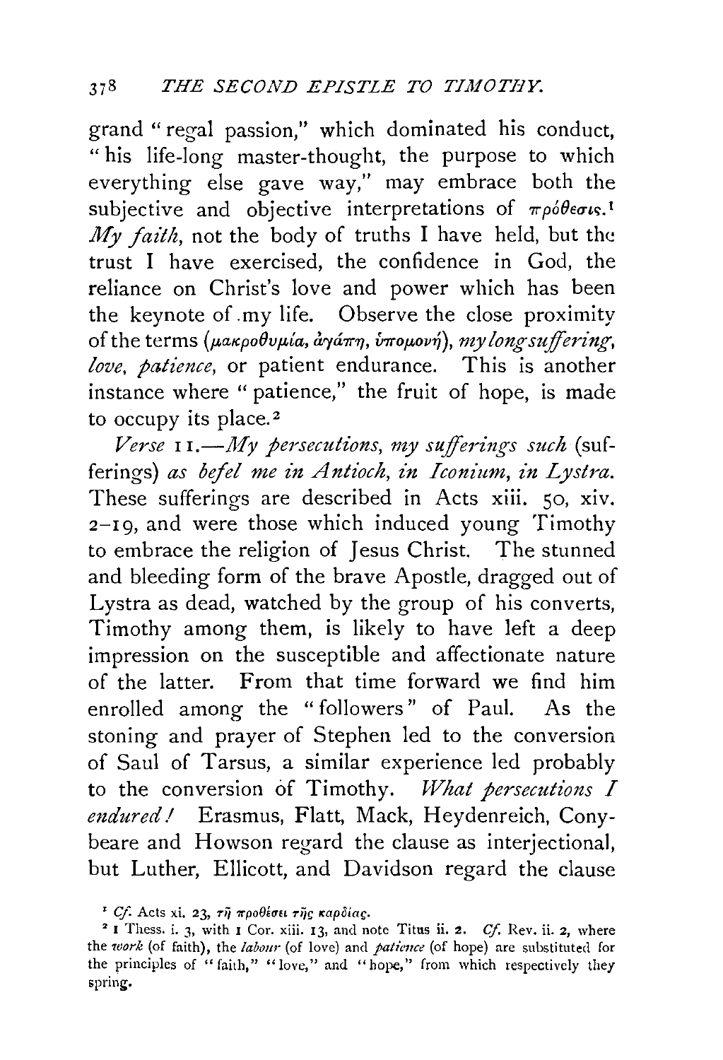grand "regal passion," which dominated his conduct, "his life-long master-thought, the purpose to which everything else gave way," may embrace both the subjective and objective interpretations of πρόθεσις.[1] *My faith*, not the body of truths I have held, but the trust I have exercised, the confidence in God, the reliance on Christ's love and power which has been the keynote of my life. Observe the close proximity of the terms (μακροθυμία, ἀγάπη, ὑπομονή), *my longsuffering, love, patience*, or patient endurance. This is another instance where "patience," the fruit of hope, is made to occupy its place.[2]

*Verse* 11.—*My persecutions, my sufferings such* (sufferings) *as befel me in Antioch, in Iconium, in Lystra.* These sufferings are described in Acts xiii. 50, xiv. 2–19, and were those which induced young Timothy to embrace the religion of Jesus Christ. The stunned and bleeding form of the brave Apostle, dragged out of Lystra as dead, watched by the group of his converts, Timothy among them, is likely to have left a deep impression on the susceptible and affectionate nature of the latter. From that time forward we find him enrolled among the "followers" of Paul. As the stoning and prayer of Stephen led to the conversion of Saul of Tarsus, a similar experience led probably to the conversion of Timothy. *What persecutions I endured!* Erasmus, Flatt, Mack, Heydenreich, Conybeare and Howson regard the clause as interjectional, but Luther, Ellicott, and Davidson regard the clause

[1] *Cf.* Acts xi. 23, τῇ προθέσει τῆς καρδίας.

[2] 1 Thess. i. 3, with 1 Cor. xiii. 13, and note Titus ii. 2. *Cf.* Rev. ii. 2, where the *work* (of faith), the *labour* (of love) and *patience* (of hope) are substituted for the principles of "faith," "love," and "hope," from which respectively they spring.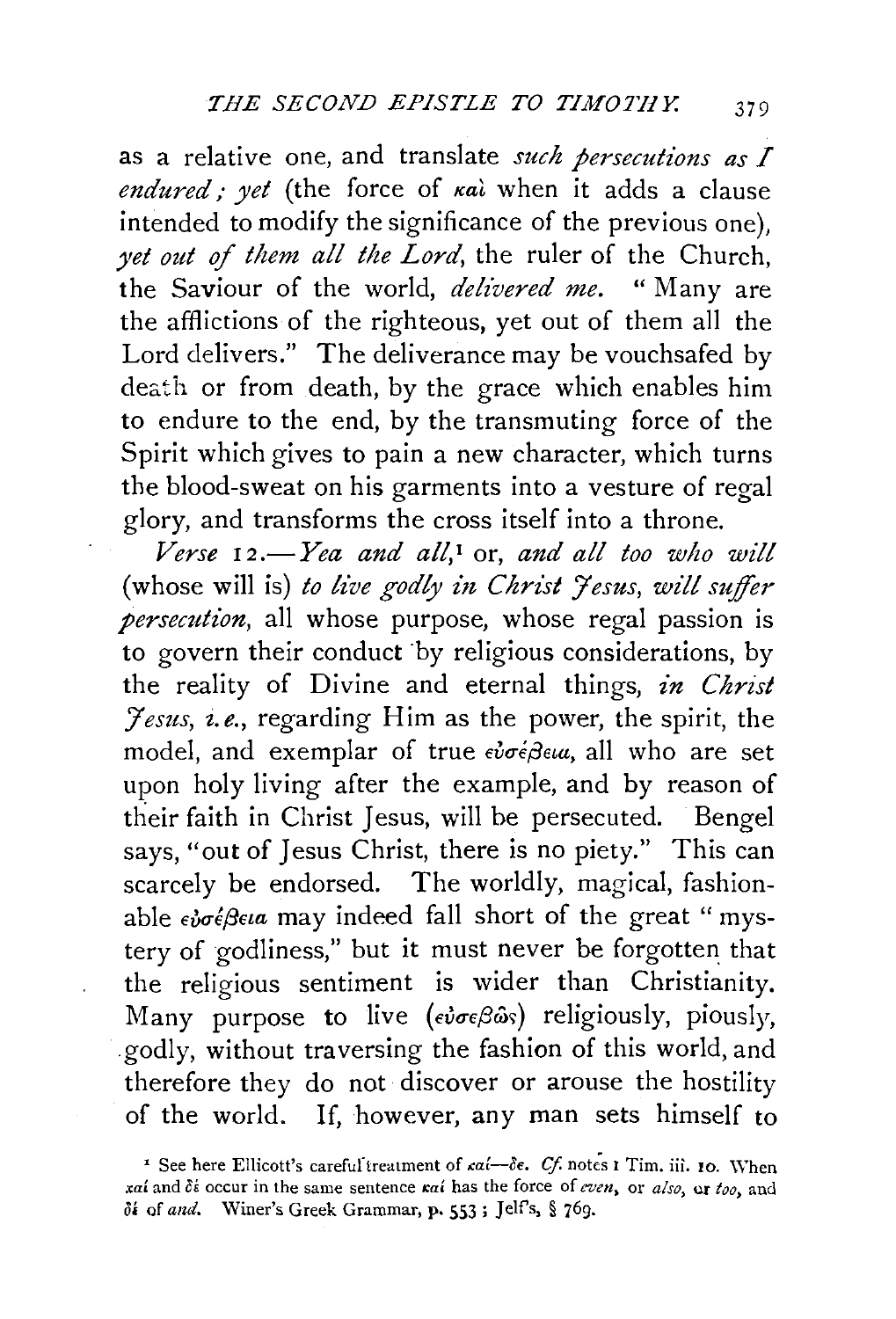as a relative one, and translate *such persecutions as I endured; yet* (the force of καὶ when it adds a clause intended to modify the significance of the previous one), *yet out of them all the Lord*, the ruler of the Church, the Saviour of the world, *delivered me*. "Many are the afflictions of the righteous, yet out of them all the Lord delivers." The deliverance may be vouchsafed by death or from death, by the grace which enables him to endure to the end, by the transmuting force of the Spirit which gives to pain a new character, which turns the blood-sweat on his garments into a vesture of regal glory, and transforms the cross itself into a throne.

*Verse* 12.—*Yea and all*,[1] or, *and all too who will* (whose will is) *to live godly in Christ Jesus, will suffer persecution*, all whose purpose, whose regal passion is to govern their conduct by religious considerations, by the reality of Divine and eternal things, *in Christ Jesus, i.e.*, regarding Him as the power, the spirit, the model, and exemplar of true εὐσέβεια, all who are set upon holy living after the example, and by reason of their faith in Christ Jesus, will be persecuted. Bengel says, "out of Jesus Christ, there is no piety." This can scarcely be endorsed. The worldly, magical, fashionable εὐσέβεια may indeed fall short of the great "mystery of godliness," but it must never be forgotten that the religious sentiment is wider than Christianity. Many purpose to live (εὐσεβῶς) religiously, piously, godly, without traversing the fashion of this world, and therefore they do not discover or arouse the hostility of the world. If, however, any man sets himself to

[1] See here Ellicott's careful treatment of καί—δέ. *Cf.* notes 1 Tim. iii. 10. When καί and δέ occur in the same sentence καί has the force of *even*, or *also*, or *too*, and δέ of *and*. Winer's Greek Grammar, p. 553; Jelf's, § 769.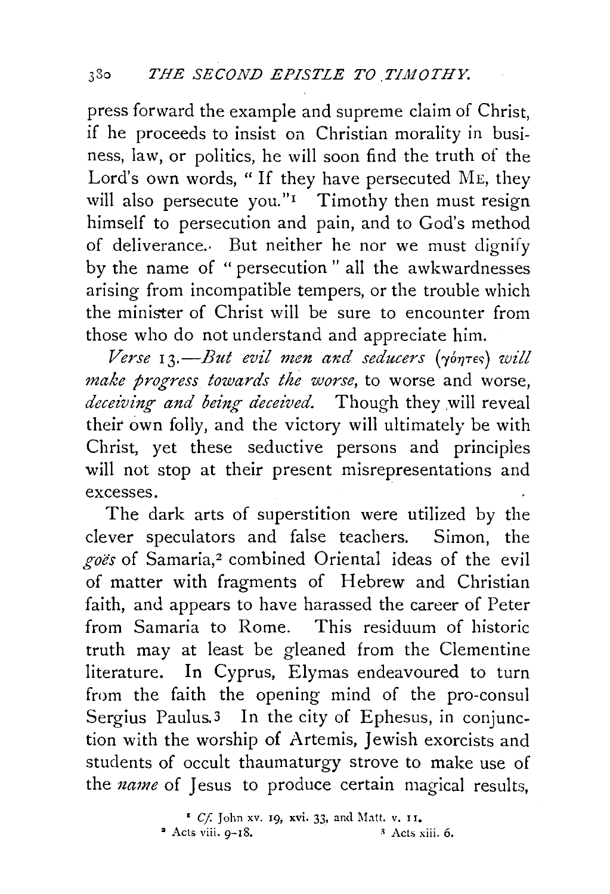press forward the example and supreme claim of Christ, if he proceeds to insist on Christian morality in business, law, or politics, he will soon find the truth of the Lord's own words, "If they have persecuted ME, they will also persecute you."[1] Timothy then must resign himself to persecution and pain, and to God's method of deliverance. But neither he nor we must dignify by the name of "persecution" all the awkwardnesses arising from incompatible tempers, or the trouble which the minister of Christ will be sure to encounter from those who do not understand and appreciate him.

*Verse* 13.—*But evil men and seducers* (γόητες) *will make progress towards the worse,* to worse and worse, *deceiving and being deceived.* Though they will reveal their own folly, and the victory will ultimately be with Christ, yet these seductive persons and principles will not stop at their present misrepresentations and excesses.

The dark arts of superstition were utilized by the clever speculators and false teachers. Simon, the *goës* of Samaria,[2] combined Oriental ideas of the evil of matter with fragments of Hebrew and Christian faith, and appears to have harassed the career of Peter from Samaria to Rome. This residuum of historic truth may at least be gleaned from the Clementine literature. In Cyprus, Elymas endeavoured to turn from the faith the opening mind of the pro-consul Sergius Paulus.[3] In the city of Ephesus, in conjunction with the worship of Artemis, Jewish exorcists and students of occult thaumaturgy strove to make use of the *name* of Jesus to produce certain magical results,

[1] *Cf.* John xv. 19, xvi. 33, and Matt. v. 11.

[2] Acts viii. 9–18.

[3] Acts xiii. 6.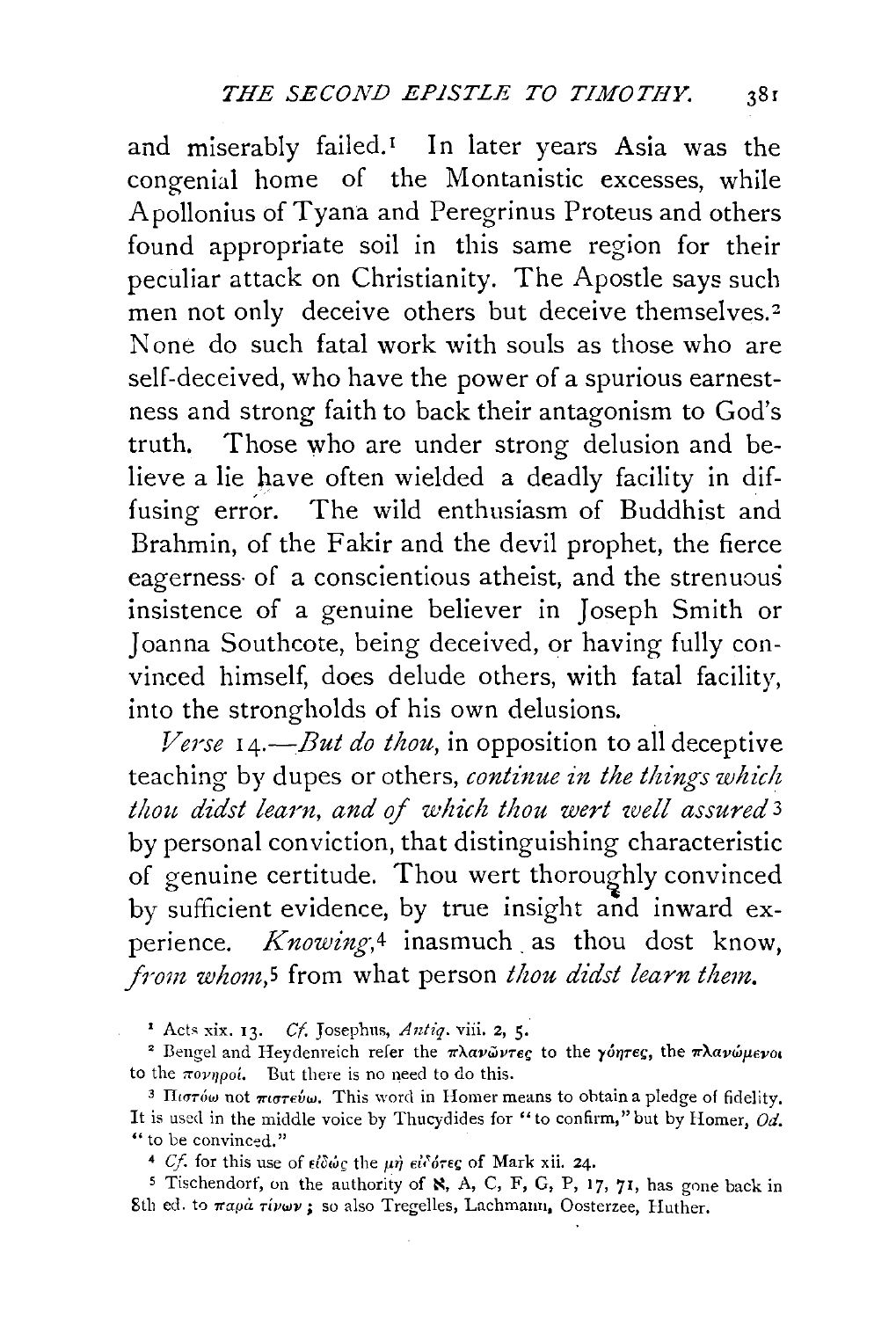and miserably failed.[1] In later years Asia was the congenial home of the Montanistic excesses, while Apollonius of Tyana and Peregrinus Proteus and others found appropriate soil in this same region for their peculiar attack on Christianity. The Apostle says such men not only deceive others but deceive themselves.[2] None do such fatal work with souls as those who are self-deceived, who have the power of a spurious earnestness and strong faith to back their antagonism to God's truth. Those who are under strong delusion and believe a lie have often wielded a deadly facility in diffusing error. The wild enthusiasm of Buddhist and Brahmin, of the Fakir and the devil prophet, the fierce eagerness of a conscientious atheist, and the strenuous insistence of a genuine believer in Joseph Smith or Joanna Southcote, being deceived, or having fully convinced himself, does delude others, with fatal facility, into the strongholds of his own delusions.

*Verse* 14.—*But do thou,* in opposition to all deceptive teaching by dupes or others, *continue in the things which thou didst learn, and of which thou wert well assured*[3] by personal conviction, that distinguishing characteristic of genuine certitude. Thou wert thoroughly convinced by sufficient evidence, by true insight and inward experience. *Knowing,*[4] inasmuch as thou dost know, *from whom,*[5] from what person *thou didst learn them.*

---

[1] Acts xix. 13. *Cf.* Josephus, *Antiq.* viii. 2, 5.

[2] Bengel and Heydenreich refer the πλανῶντες to the γόητες, the πλανώμενοι to the πονηροί. But there is no need to do this.

[3] Πιστόω not πιστεύω. This word in Homer means to obtain a pledge of fidelity. It is used in the middle voice by Thucydides for "to confirm," but by Homer, *Od.* "to be convinced."

[4] *Cf.* for this use of εἰδώς the μὴ εἰδότες of Mark xii. 24.

[5] Tischendorf, on the authority of ℵ, A, C, F, G, P, 17, 71, has gone back in 8th ed. to παρὰ τίνων; so also Tregelles, Lachmann, Oosterzee, Huther.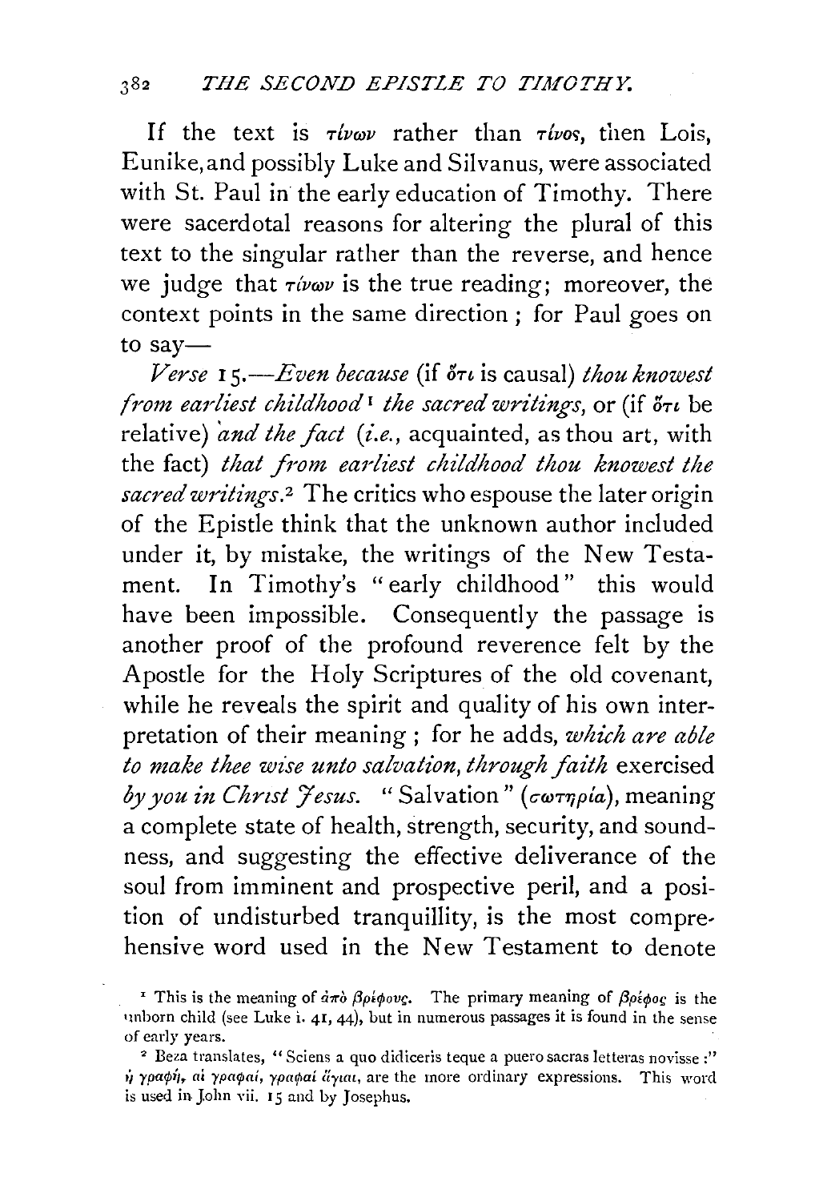If the text is τίνων rather than τίνος, then Lois, Eunike, and possibly Luke and Silvanus, were associated with St. Paul in the early education of Timothy. There were sacerdotal reasons for altering the plural of this text to the singular rather than the reverse, and hence we judge that τίνων is the true reading; moreover, the context points in the same direction; for Paul goes on to say—

*Verse* 15.—*Even because* (if ὅτι is causal) *thou knowest from earliest childhood*[1] *the sacred writings*, or (if ὅτι be relative) *and the fact* (*i.e.*, acquainted, as thou art, with the fact) *that from earliest childhood thou knowest the sacred writings*.[2] The critics who espouse the later origin of the Epistle think that the unknown author included under it, by mistake, the writings of the New Testament. In Timothy's "early childhood" this would have been impossible. Consequently the passage is another proof of the profound reverence felt by the Apostle for the Holy Scriptures of the old covenant, while he reveals the spirit and quality of his own interpretation of their meaning; for he adds, *which are able to make thee wise unto salvation, through faith* exercised *by you in Christ Jesus*. "Salvation" (σωτηρία), meaning a complete state of health, strength, security, and soundness, and suggesting the effective deliverance of the soul from imminent and prospective peril, and a position of undisturbed tranquillity, is the most comprehensive word used in the New Testament to denote

[1] This is the meaning of ἀπὸ βρέφους. The primary meaning of βρέφος is the unborn child (see Luke i. 41, 44), but in numerous passages it is found in the sense of early years.

[2] Beza translates, "Sciens a quo didiceris teque a puero sacras letteras novisse:" ἡ γραφή, αἱ γραφαί, γραφαὶ ἅγιαι, are the more ordinary expressions. This word is used in John vii. 15 and by Josephus.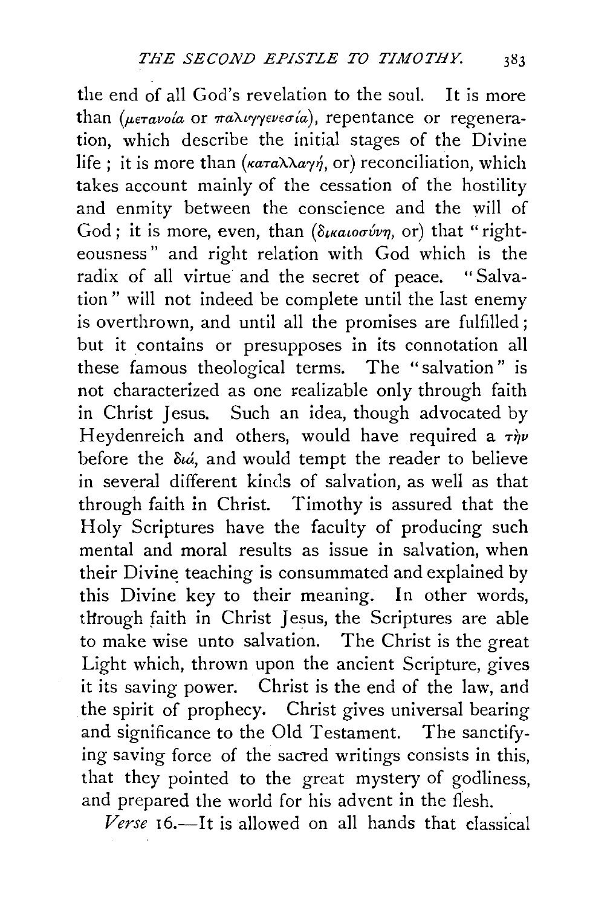the end of all God's revelation to the soul. It is more than (μετανοία or παλιγγενεσία), repentance or regeneration, which describe the initial stages of the Divine life; it is more than (καταλλαγή, or) reconciliation, which takes account mainly of the cessation of the hostility and enmity between the conscience and the will of God; it is more, even, than (δικαιοσύνη, or) that "righteousness" and right relation with God which is the radix of all virtue and the secret of peace. "Salvation" will not indeed be complete until the last enemy is overthrown, and until all the promises are fulfilled; but it contains or presupposes in its connotation all these famous theological terms. The "salvation" is not characterized as one realizable only through faith in Christ Jesus. Such an idea, though advocated by Heydenreich and others, would have required a τὴν before the διά, and would tempt the reader to believe in several different kinds of salvation, as well as that through faith in Christ. Timothy is assured that the Holy Scriptures have the faculty of producing such mental and moral results as issue in salvation, when their Divine teaching is consummated and explained by this Divine key to their meaning. In other words, through faith in Christ Jesus, the Scriptures are able to make wise unto salvation. The Christ is the great Light which, thrown upon the ancient Scripture, gives it its saving power. Christ is the end of the law, and the spirit of prophecy. Christ gives universal bearing and significance to the Old Testament. The sanctifying saving force of the sacred writings consists in this, that they pointed to the great mystery of godliness, and prepared the world for his advent in the flesh.

*Verse* 16.—It is allowed on all hands that classical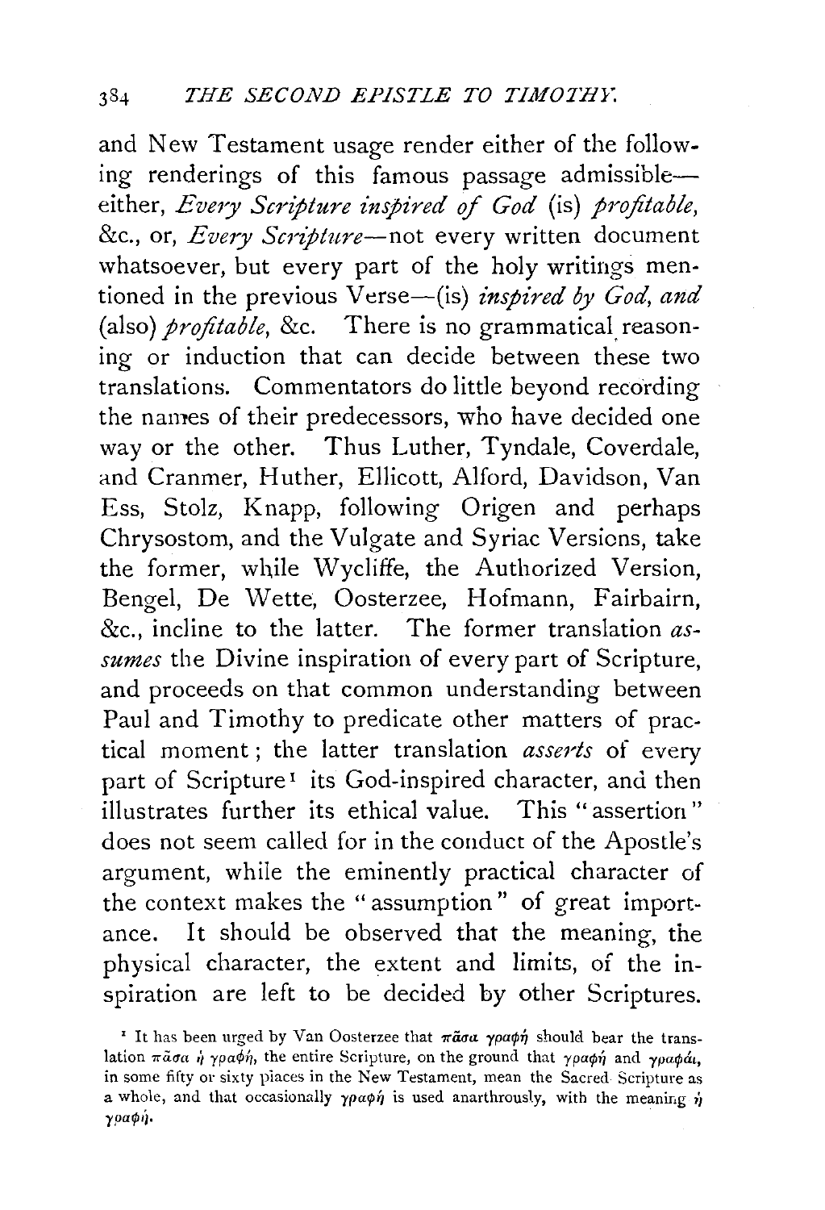and New Testament usage render either of the following renderings of this famous passage admissible—either, *Every Scripture inspired of God* (is) *profitable*, &c., or, *Every Scripture*—not every written document whatsoever, but every part of the holy writings mentioned in the previous Verse—(is) *inspired by God, and* (also) *profitable*, &c. There is no grammatical reasoning or induction that can decide between these two translations. Commentators do little beyond recording the names of their predecessors, who have decided one way or the other. Thus Luther, Tyndale, Coverdale, and Cranmer, Huther, Ellicott, Alford, Davidson, Van Ess, Stolz, Knapp, following Origen and perhaps Chrysostom, and the Vulgate and Syriac Versions, take the former, while Wycliffe, the Authorized Version, Bengel, De Wette, Oosterzee, Hofmann, Fairbairn, &c., incline to the latter. The former translation *assumes* the Divine inspiration of every part of Scripture, and proceeds on that common understanding between Paul and Timothy to predicate other matters of practical moment; the latter translation *asserts* of every part of Scripture[1] its God-inspired character, and then illustrates further its ethical value. This "assertion" does not seem called for in the conduct of the Apostle's argument, while the eminently practical character of the context makes the "assumption" of great importance. It should be observed that the meaning, the physical character, the extent and limits, of the inspiration are left to be decided by other Scriptures.

[1] It has been urged by Van Oosterzee that πᾶσα γραφή should bear the translation πᾶσα ἡ γραφή, the entire Scripture, on the ground that γραφή and γραφαί, in some fifty or sixty places in the New Testament, mean the Sacred Scripture as a whole, and that occasionally γραφή is used anarthrously, with the meaning ἡ γραφή.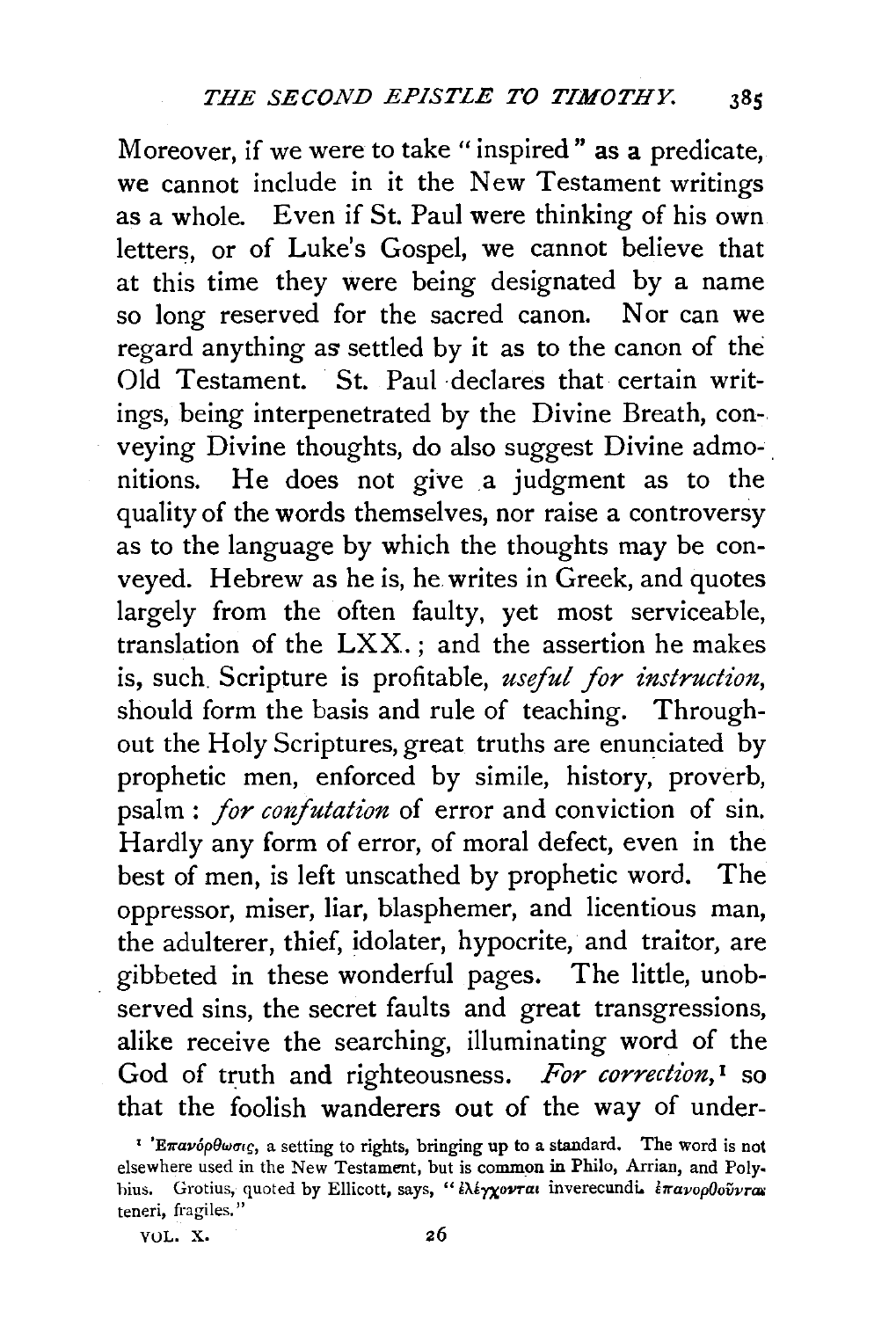Moreover, if we were to take "inspired" as a predicate, we cannot include in it the New Testament writings as a whole. Even if St. Paul were thinking of his own letters, or of Luke's Gospel, we cannot believe that at this time they were being designated by a name so long reserved for the sacred canon. Nor can we regard anything as settled by it as to the canon of the Old Testament. St. Paul declares that certain writings, being interpenetrated by the Divine Breath, conveying Divine thoughts, do also suggest Divine admonitions. He does not give a judgment as to the quality of the words themselves, nor raise a controversy as to the language by which the thoughts may be conveyed. Hebrew as he is, he writes in Greek, and quotes largely from the often faulty, yet most serviceable, translation of the LXX.; and the assertion he makes is, such Scripture is profitable, *useful for instruction*, should form the basis and rule of teaching. Throughout the Holy Scriptures, great truths are enunciated by prophetic men, enforced by simile, history, proverb, psalm: *for confutation* of error and conviction of sin. Hardly any form of error, of moral defect, even in the best of men, is left unscathed by prophetic word. The oppressor, miser, liar, blasphemer, and licentious man, the adulterer, thief, idolater, hypocrite, and traitor, are gibbeted in these wonderful pages. The little, unobserved sins, the secret faults and great transgressions, alike receive the searching, illuminating word of the God of truth and righteousness. *For correction*,[1] so that the foolish wanderers out of the way of under-

[1] Ἐπανόρθωσις, a setting to rights, bringing up to a standard. The word is not elsewhere used in the New Testament, but is common in Philo, Arrian, and Polybius. Grotius, quoted by Ellicott, says, "ἐλέγχονται inverecundi. ἐπανορθοῦνται teneri, fragiles."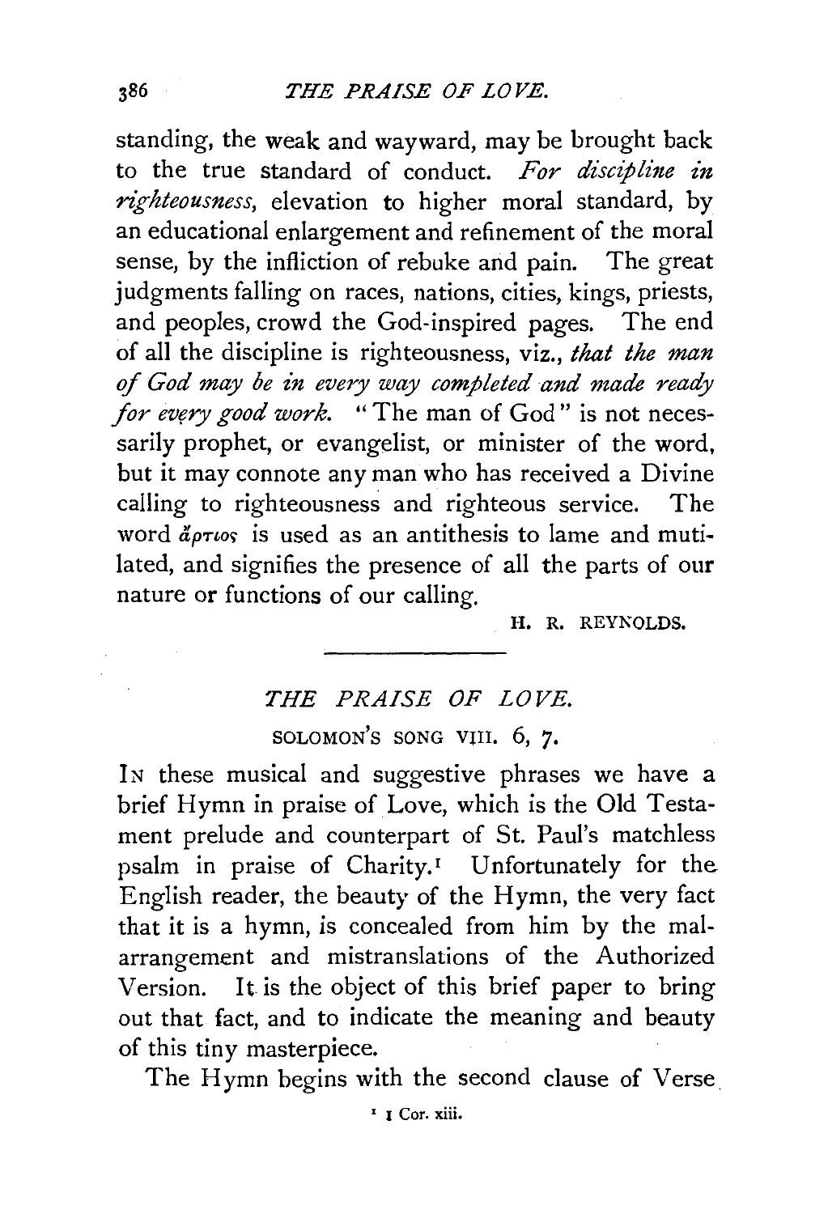standing, the weak and wayward, may be brought back to the true standard of conduct. *For discipline in righteousness*, elevation to higher moral standard, by an educational enlargement and refinement of the moral sense, by the infliction of rebuke and pain. The great judgments falling on races, nations, cities, kings, priests, and peoples, crowd the God-inspired pages. The end of all the discipline is righteousness, viz., *that the man of God may be in every way completed and made ready for every good work.* "The man of God" is not necessarily prophet, or evangelist, or minister of the word, but it may connote any man who has received a Divine calling to righteousness and righteous service. The word ἄρτιος is used as an antithesis to lame and mutilated, and signifies the presence of all the parts of our nature or functions of our calling.

H. R. REYNOLDS.

---

## *THE PRAISE OF LOVE.*

SOLOMON'S SONG VIII. 6, 7.

IN these musical and suggestive phrases we have a brief Hymn in praise of Love, which is the Old Testament prelude and counterpart of St. Paul's matchless psalm in praise of Charity.[1] Unfortunately for the English reader, the beauty of the Hymn, the very fact that it is a hymn, is concealed from him by the malarrangement and mistranslations of the Authorized Version. It is the object of this brief paper to bring out that fact, and to indicate the meaning and beauty of this tiny masterpiece.

The Hymn begins with the second clause of Verse

[1] 1 Cor. xiii.